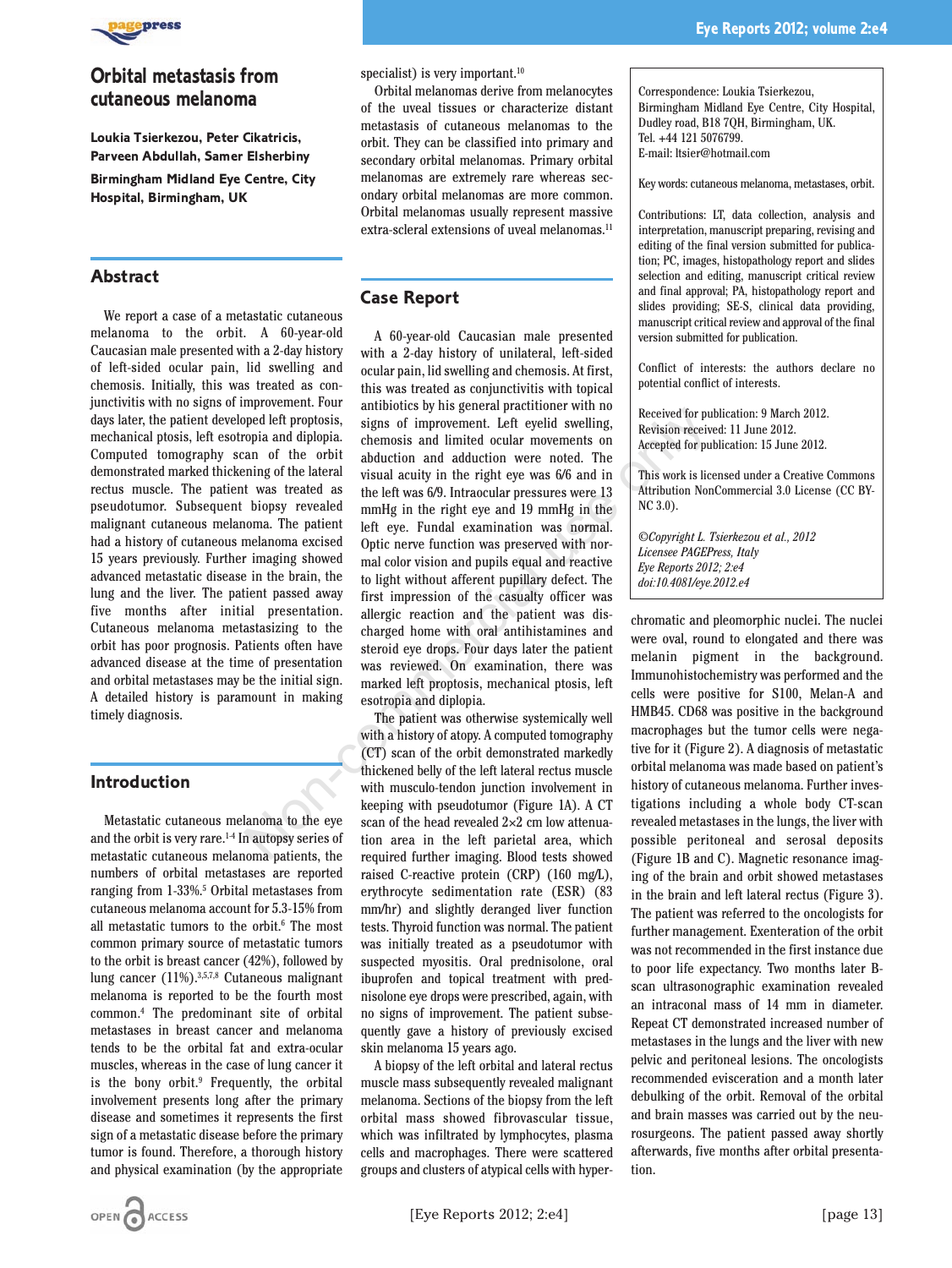# Orbital metastasis from cutaneous melanoma

**Loukia Tsierkezou, Peter Cikatricis, Parveen Abdullah, Samer Elsherbiny**

**Birmingham Midland Eye Centre, City Hospital, Birmingham, UK**

## Abstract

We report a case of a metastatic cutaneous melanoma to the orbit. A 60-year-old Caucasian male presented with a 2-day history of left-sided ocular pain, lid swelling and chemosis. Initially, this was treated as conjunctivitis with no signs of improvement. Four days later, the patient developed left proptosis, mechanical ptosis, left esotropia and diplopia. Computed tomography scan of the orbit demonstrated marked thickening of the lateral rectus muscle. The patient was treated as pseudotumor. Subsequent biopsy revealed malignant cutaneous melanoma. The patient had a history of cutaneous melanoma excised 15 years previously. Further imaging showed advanced metastatic disease in the brain, the lung and the liver. The patient passed away five months after initial presentation. Cutaneous melanoma metastasizing to the orbit has poor prognosis. Patients often have advanced disease at the time of presentation and orbital metastases may be the initial sign. A detailed history is paramount in making timely diagnosis.

## Introduction

Metastatic cutaneous melanoma to the eye and the orbit is very rare.[1-4] In autopsy series of metastatic cutaneous melanoma patients, the numbers of orbital metastases are reported ranging from 1-33%.[5] Orbital metastases from cutaneous melanoma account for 5.3-15% from all metastatic tumors to the orbit.[6] The most common primary source of metastatic tumors to the orbit is breast cancer (42%), followed by lung cancer (11%).[3,5,7,8] Cutaneous malignant melanoma is reported to be the fourth most common.[4] The predominant site of orbital metastases in breast cancer and melanoma tends to be the orbital fat and extra-ocular muscles, whereas in the case of lung cancer it is the bony orbit.[9] Frequently, the orbital involvement presents long after the primary disease and sometimes it represents the first sign of a metastatic disease before the primary tumor is found. Therefore, a thorough history and physical examination (by the appropriate specialist) is very important.[10]

Orbital melanomas derive from melanocytes of the uveal tissues or characterize distant metastasis of cutaneous melanomas to the orbit. They can be classified into primary and secondary orbital melanomas. Primary orbital melanomas are extremely rare whereas secondary orbital melanomas are more common. Orbital melanomas usually represent massive extra-scleral extensions of uveal melanomas.[11]

## Case Report

A 60-year-old Caucasian male presented with a 2-day history of unilateral, left-sided ocular pain, lid swelling and chemosis. At first, this was treated as conjunctivitis with topical antibiotics by his general practitioner with no signs of improvement. Left eyelid swelling, chemosis and limited ocular movements on abduction and adduction were noted. The visual acuity in the right eye was 6/6 and in the left was 6/9. Intraocular pressures were 13 mmHg in the right eye and 19 mmHg in the left eye. Fundal examination was normal. Optic nerve function was preserved with normal color vision and pupils equal and reactive to light without afferent pupillary defect. The first impression of the casualty officer was allergic reaction and the patient was discharged home with oral antihistamines and steroid eye drops. Four days later the patient was reviewed. On examination, there was marked left proptosis, mechanical ptosis, left esotropia and diplopia.

The patient was otherwise systemically well with a history of atopy. A computed tomography (CT) scan of the orbit demonstrated markedly thickened belly of the left lateral rectus muscle with musculo-tendon junction involvement in keeping with pseudotumor (Figure 1A). A CT scan of the head revealed 2×2 cm low attenuation area in the left parietal area, which required further imaging. Blood tests showed raised C-reactive protein (CRP) (160 mg/L), erythrocyte sedimentation rate (ESR) (83 mm/hr) and slightly deranged liver function tests. Thyroid function was normal. The patient was initially treated as a pseudotumor with suspected myositis. Oral prednisolone, oral ibuprofen and topical treatment with prednisolone eye drops were prescribed, again, with no signs of improvement. The patient subsequently gave a history of previously excised skin melanoma 15 years ago.

A biopsy of the left orbital and lateral rectus muscle mass subsequently revealed malignant melanoma. Sections of the biopsy from the left orbital mass showed fibrovascular tissue, which was infiltrated by lymphocytes, plasma cells and macrophages. There were scattered groups and clusters of atypical cells with hyperchromatic and pleomorphic nuclei. The nuclei were oval, round to elongated and there was melanin pigment in the background. Immunohistochemistry was performed and the cells were positive for S100, Melan-A and HMB45. CD68 was positive in the background macrophages but the tumor cells were negative for it (Figure 2). A diagnosis of metastatic orbital melanoma was made based on patient's history of cutaneous melanoma. Further investigations including a whole body CT-scan revealed metastases in the lungs, the liver with possible peritoneal and serosal deposits (Figure 1B and C). Magnetic resonance imaging of the brain and orbit showed metastases in the brain and left lateral rectus (Figure 3). The patient was referred to the oncologists for further management. Exenteration of the orbit was not recommended in the first instance due to poor life expectancy. Two months later B-scan ultrasonographic examination revealed an intraconal mass of 14 mm in diameter. Repeat CT demonstrated increased number of metastases in the lungs and the liver with new pelvic and peritoneal lesions. The oncologists recommended evisceration and a month later debulking of the orbit. Removal of the orbital and brain masses was carried out by the neurosurgeons. The patient passed away shortly afterwards, five months after orbital presentation.

Correspondence: Loukia Tsierkezou, Birmingham Midland Eye Centre, City Hospital, Dudley road, B18 7QH, Birmingham, UK.
Tel. +44 121 5076799.
E-mail: ltsier@hotmail.com

Key words: cutaneous melanoma, metastases, orbit.

Contributions: LT, data collection, analysis and interpretation, manuscript preparing, revising and editing of the final version submitted for publication; PC, images, histopathology report and slides selection and editing, manuscript critical review and final approval; PA, histopathology report and slides providing; SE-S, clinical data providing, manuscript critical review and approval of the final version submitted for publication.

Conflict of interests: the authors declare no potential conflict of interests.

Received for publication: 9 March 2012.
Revision received: 11 June 2012.
Accepted for publication: 15 June 2012.

This work is licensed under a Creative Commons Attribution NonCommercial 3.0 License (CC BY-NC 3.0).

*©Copyright L. Tsierkezou et al., 2012*
*Licensee PAGEPress, Italy*
*Eye Reports 2012; 2:e4*
*doi:10.4081/eye.2012.e4*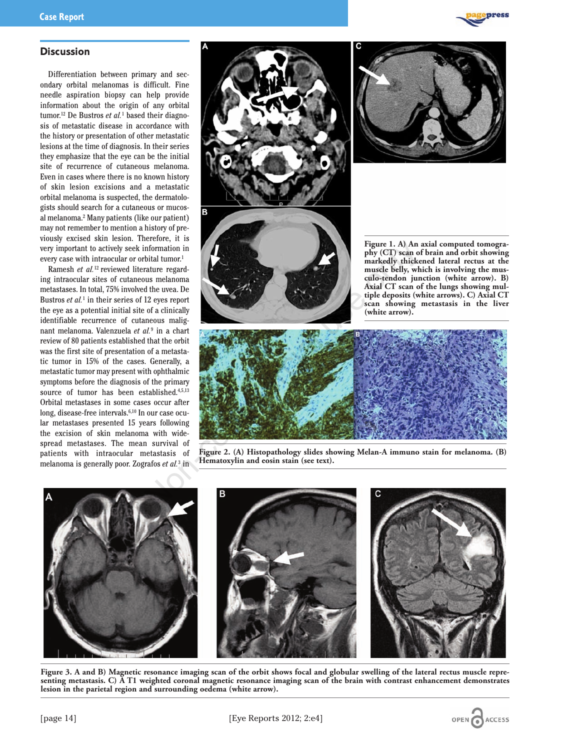## Discussion

Differentiation between primary and secondary orbital melanomas is difficult. Fine needle aspiration biopsy can help provide information about the origin of any orbital tumor.[12] De Bustros *et al.*[1] based their diagnosis of metastatic disease in accordance with the history or presentation of other metastatic lesions at the time of diagnosis. In their series they emphasize that the eye can be the initial site of recurrence of cutaneous melanoma. Even in cases where there is no known history of skin lesion excisions and a metastatic orbital melanoma is suspected, the dermatologists should search for a cutaneous or mucosal melanoma.[2] Many patients (like our patient) may not remember to mention a history of previously excised skin lesion. Therefore, it is very important to actively seek information in every case with intraocular or orbital tumor.[1]

Ramesh *et al.*[12] reviewed literature regarding intraocular sites of cutaneous melanoma metastases. In total, 75% involved the uvea. De Bustros *et al.*[1] in their series of 12 eyes report the eye as a potential initial site of a clinically identifiable recurrence of cutaneous malignant melanoma. Valenzuela *et al.*[9] in a chart review of 80 patients established that the orbit was the first site of presentation of a metastatic tumor in 15% of the cases. Generally, a metastatic tumor may present with ophthalmic symptoms before the diagnosis of the primary source of tumor has been established.[4,5,13] Orbital metastases in some cases occur after long, disease-free intervals.[6,10] In our case ocular metastases presented 15 years following the excision of skin melanoma with widespread metastases. The mean survival of patients with intraocular metastasis of melanoma is generally poor. Zografos *et al.*[3] in

**Figure 1. A) An axial computed tomography (CT) scan of brain and orbit showing markedly thickened lateral rectus at the muscle belly, which is involving the musculo-tendon junction (white arrow). B) Axial CT scan of the lungs showing multiple deposits (white arrows). C) Axial CT scan showing metastasis in the liver (white arrow).**

**Figure 2. (A) Histopathology slides showing Melan-A immuno stain for melanoma. (B) Hematoxylin and eosin stain (see text).**

**Figure 3. A and B) Magnetic resonance imaging scan of the orbit shows focal and globular swelling of the lateral rectus muscle representing metastasis. C) A T1 weighted coronal magnetic resonance imaging scan of the brain with contrast enhancement demonstrates lesion in the parietal region and surrounding oedema (white arrow).**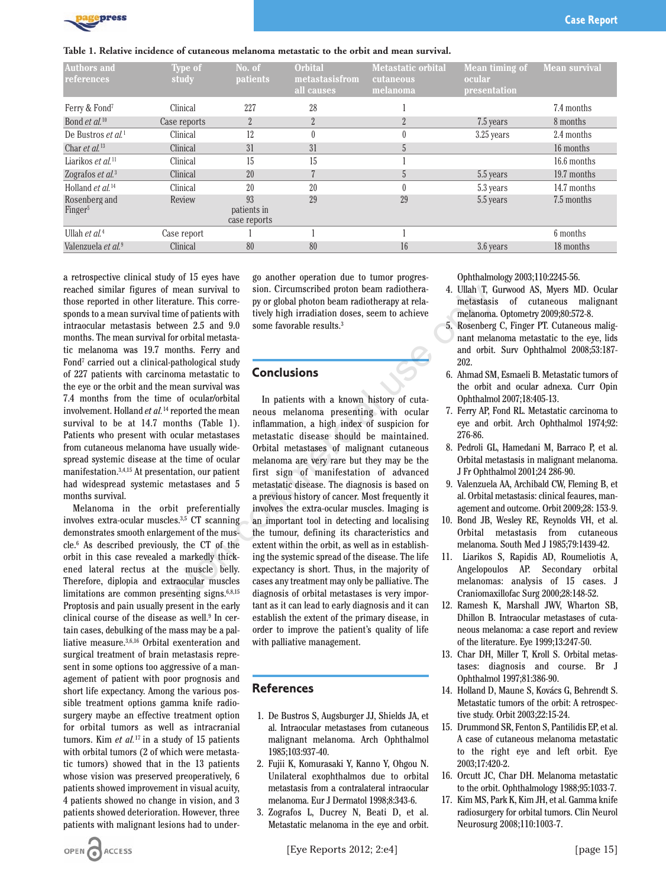Table 1. Relative incidence of cutaneous melanoma metastatic to the orbit and mean survival.

| Authors and references | Type of study | No. of patients | Orbital metastasisfrom all causes | Metastatic orbital cutaneous melanoma | Mean timing of ocular presentation | Mean survival |
|---|---|---|---|---|---|---|
| Ferry & Fond[7] | Clinical | 227 | 28 | 1 | | 7.4 months |
| Bond *et al.*[10] | Case reports | 2 | 2 | 2 | 7.5 years | 8 months |
| De Bustros *et al.*[1] | Clinical | 12 | 0 | 0 | 3.25 years | 2.4 months |
| Char *et al.*[13] | Clinical | 31 | 31 | 5 | | 16 months |
| Liarikos *et al.*[11] | Clinical | 15 | 15 | 1 | | 16.6 months |
| Zografos *et al.*[3] | Clinical | 20 | 7 | 5 | 5.5 years | 19.7 months |
| Holland *et al.*[14] | Clinical | 20 | 20 | 0 | 5.3 years | 14.7 months |
| Rosenberg and Finger[5] | Review | 93 patients in case reports | 29 | 29 | 5.5 years | 7.5 months |
| Ullah *et al.*[4] | Case report | 1 | 1 | 1 | | 6 months |
| Valenzuela *et al.*[9] | Clinical | 80 | 80 | 16 | 3.6 years | 18 months |

a retrospective clinical study of 15 eyes have reached similar figures of mean survival to those reported in other literature. This corresponds to a mean survival time of patients with intraocular metastasis between 2.5 and 9.0 months. The mean survival for orbital metastatic melanoma was 19.7 months. Ferry and Fond[7] carried out a clinical-pathological study of 227 patients with carcinoma metastatic to the eye or the orbit and the mean survival was 7.4 months from the time of ocular/orbital involvement. Holland *et al.*[14] reported the mean survival to be at 14.7 months (Table 1). Patients who present with ocular metastases from cutaneous melanoma have usually widespread systemic disease at the time of ocular manifestation.[3,4,15] At presentation, our patient had widespread systemic metastases and 5 months survival.

Melanoma in the orbit preferentially involves extra-ocular muscles.[3,5] CT scanning demonstrates smooth enlargement of the muscle.[6] As described previously, the CT of the orbit in this case revealed a markedly thickened lateral rectus at the muscle belly. Therefore, diplopia and extraocular muscles limitations are common presenting signs.[6,8,15] Proptosis and pain usually present in the early clinical course of the disease as well.[9] In certain cases, debulking of the mass may be a palliative measure.[3,6,16] Orbital exenteration and surgical treatment of brain metastasis represent in some options too aggressive of a management of patient with poor prognosis and short life expectancy. Among the various possible treatment options gamma knife radiosurgery maybe an effective treatment option for orbital tumors as well as intracranial tumors. Kim *et al.*[17] in a study of 15 patients with orbital tumors (2 of which were metastatic tumors) showed that in the 13 patients whose vision was preserved preoperatively, 6 patients showed improvement in visual acuity, 4 patients showed no change in vision, and 3 patients showed deterioration. However, three patients with malignant lesions had to undergo another operation due to tumor progression. Circumscribed proton beam radiotherapy or global photon beam radiotherapy at relatively high irradiation doses, seem to achieve some favorable results.[3]

## Conclusions

In patients with a known history of cutaneous melanoma presenting with ocular inflammation, a high index of suspicion for metastatic disease should be maintained. Orbital metastases of malignant cutaneous melanoma are very rare but they may be the first sign of manifestation of advanced metastatic disease. The diagnosis is based on a previous history of cancer. Most frequently it involves the extra-ocular muscles. Imaging is an important tool in detecting and localising the tumour, defining its characteristics and extent within the orbit, as well as in establishing the systemic spread of the disease. The life expectancy is short. Thus, in the majority of cases any treatment may only be palliative. The diagnosis of orbital metastases is very important as it can lead to early diagnosis and it can establish the extent of the primary disease, in order to improve the patient's quality of life with palliative management.

## References

1. De Bustros S, Augsburger JJ, Shields JA, et al. Intraocular metastases from cutaneous malignant melanoma. Arch Ophthalmol 1985;103:937-40.
2. Fujii K, Komurasaki Y, Kanno Y, Ohgou N. Unilateral exophthalmos due to orbital metastasis from a contralateral intraocular melanoma. Eur J Dermatol 1998;8:343-6.
3. Zografos L, Ducrey N, Beati D, et al. Metastatic melanoma in the eye and orbit. Ophthalmology 2003;110:2245-56.
4. Ullah T, Gurwood AS, Myers MD. Ocular metastasis of cutaneous malignant melanoma. Optometry 2009;80:572-8.
5. Rosenberg C, Finger PT. Cutaneous malignant melanoma metastatic to the eye, lids and orbit. Surv Ophthalmol 2008;53:187-202.
6. Ahmad SM, Esmaeli B. Metastatic tumors of the orbit and ocular adnexa. Curr Opin Ophthalmol 2007;18:405-13.
7. Ferry AP, Fond RL. Metastatic carcinoma to eye and orbit. Arch Ophthalmol 1974;92:276-86.
8. Pedroli GL, Hamedani M, Barraco P, et al. Orbital metastasis in malignant melanoma. J Fr Ophthalmol 2001;24 286-90.
9. Valenzuela AA, Archibald CW, Fleming B, et al. Orbital metastasis: clinical feaures, management and outcome. Orbit 2009;28: 153-9.
10. Bond JB, Wesley RE, Reynolds VH, et al. Orbital metastasis from cutaneous melanoma. South Med J 1985;79:1439-42.
11. Liarikos S, Rapidis AD, Roumeliotis A, Angelopoulos AP. Secondary orbital melanomas: analysis of 15 cases. J Craniomaxillofac Surg 2000;28:148-52.
12. Ramesh K, Marshall JWV, Wharton SB, Dhillon B. Intraocular metastases of cutaneous melanoma: a case report and review of the literature. Eye 1999;13:247-50.
13. Char DH, Miller T, Kroll S. Orbital metastases: diagnosis and course. Br J Ophthalmol 1997;81:386-90.
14. Holland D, Maune S, Kovács G, Behrendt S. Metastatic tumors of the orbit: A retrospective study. Orbit 2003;22:15-24.
15. Drummond SR, Fenton S, Pantilidis EP, et al. A case of cutaneous melanoma metastatic to the right eye and left orbit. Eye 2003;17:420-2.
16. Orcutt JC, Char DH. Melanoma metastatic to the orbit. Ophthalmology 1988;95:1033-7.
17. Kim MS, Park K, Kim JH, et al. Gamma knife radiosurgery for orbital tumors. Clin Neurol Neurosurg 2008;110:1003-7.